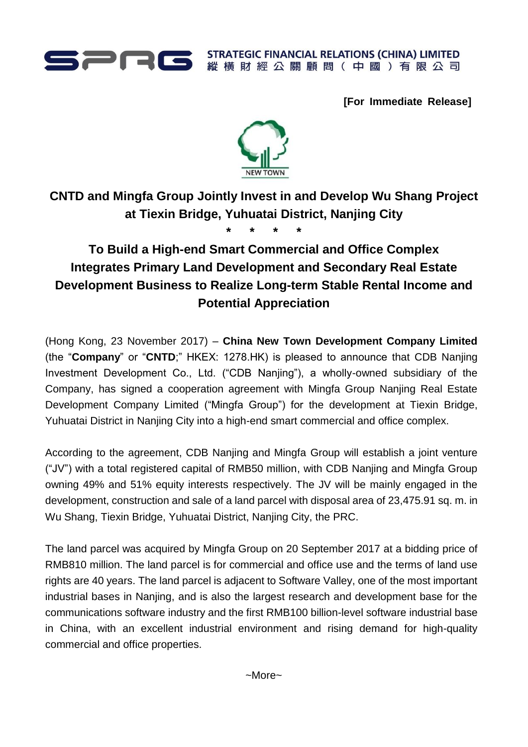STRATEGIC FINANCIAL RELATIONS (CHINA) LIMITED
縱橫財經公關顧問（中國）有限公司

**[For Immediate Release]**

NEW TOWN

# CNTD and Mingfa Group Jointly Invest in and Develop Wu Shang Project at Tiexin Bridge, Yuhuatai District, Nanjing City

\* \* \* \*

## To Build a High-end Smart Commercial and Office Complex Integrates Primary Land Development and Secondary Real Estate Development Business to Realize Long-term Stable Rental Income and Potential Appreciation

(Hong Kong, 23 November 2017) – **China New Town Development Company Limited** (the "**Company**" or "**CNTD**;" HKEX: 1278.HK) is pleased to announce that CDB Nanjing Investment Development Co., Ltd. ("CDB Nanjing"), a wholly-owned subsidiary of the Company, has signed a cooperation agreement with Mingfa Group Nanjing Real Estate Development Company Limited ("Mingfa Group") for the development at Tiexin Bridge, Yuhuatai District in Nanjing City into a high-end smart commercial and office complex.

According to the agreement, CDB Nanjing and Mingfa Group will establish a joint venture ("JV") with a total registered capital of RMB50 million, with CDB Nanjing and Mingfa Group owning 49% and 51% equity interests respectively. The JV will be mainly engaged in the development, construction and sale of a land parcel with disposal area of 23,475.91 sq. m. in Wu Shang, Tiexin Bridge, Yuhuatai District, Nanjing City, the PRC.

The land parcel was acquired by Mingfa Group on 20 September 2017 at a bidding price of RMB810 million. The land parcel is for commercial and office use and the terms of land use rights are 40 years. The land parcel is adjacent to Software Valley, one of the most important industrial bases in Nanjing, and is also the largest research and development base for the communications software industry and the first RMB100 billion-level software industrial base in China, with an excellent industrial environment and rising demand for high-quality commercial and office properties.

~More~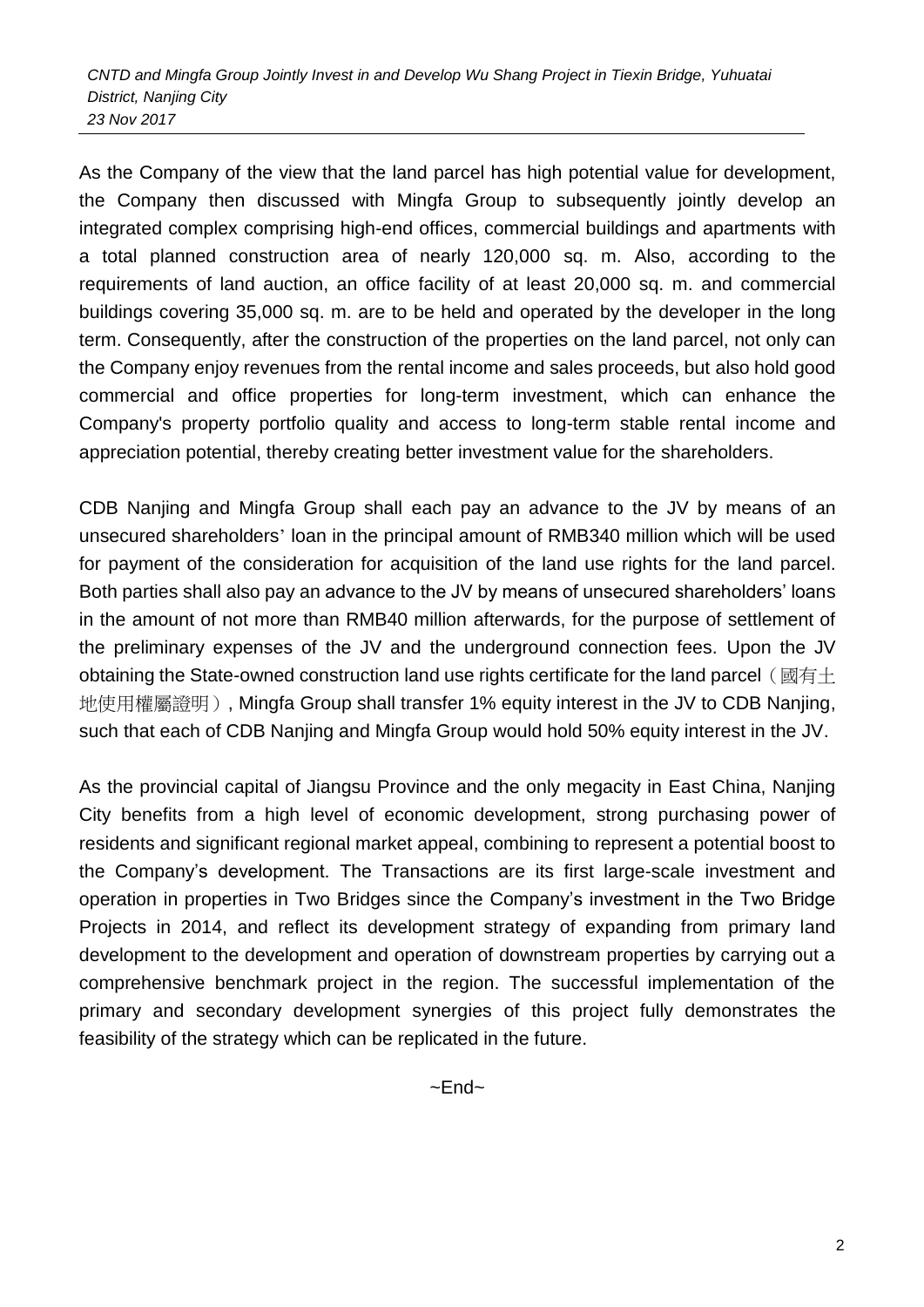As the Company of the view that the land parcel has high potential value for development, the Company then discussed with Mingfa Group to subsequently jointly develop an integrated complex comprising high-end offices, commercial buildings and apartments with a total planned construction area of nearly 120,000 sq. m. Also, according to the requirements of land auction, an office facility of at least 20,000 sq. m. and commercial buildings covering 35,000 sq. m. are to be held and operated by the developer in the long term. Consequently, after the construction of the properties on the land parcel, not only can the Company enjoy revenues from the rental income and sales proceeds, but also hold good commercial and office properties for long-term investment, which can enhance the Company's property portfolio quality and access to long-term stable rental income and appreciation potential, thereby creating better investment value for the shareholders.

CDB Nanjing and Mingfa Group shall each pay an advance to the JV by means of an unsecured shareholders' loan in the principal amount of RMB340 million which will be used for payment of the consideration for acquisition of the land use rights for the land parcel. Both parties shall also pay an advance to the JV by means of unsecured shareholders' loans in the amount of not more than RMB40 million afterwards, for the purpose of settlement of the preliminary expenses of the JV and the underground connection fees. Upon the JV obtaining the State-owned construction land use rights certificate for the land parcel（國有土地使用權屬證明）, Mingfa Group shall transfer 1% equity interest in the JV to CDB Nanjing, such that each of CDB Nanjing and Mingfa Group would hold 50% equity interest in the JV.

As the provincial capital of Jiangsu Province and the only megacity in East China, Nanjing City benefits from a high level of economic development, strong purchasing power of residents and significant regional market appeal, combining to represent a potential boost to the Company's development. The Transactions are its first large-scale investment and operation in properties in Two Bridges since the Company's investment in the Two Bridge Projects in 2014, and reflect its development strategy of expanding from primary land development to the development and operation of downstream properties by carrying out a comprehensive benchmark project in the region. The successful implementation of the primary and secondary development synergies of this project fully demonstrates the feasibility of the strategy which can be replicated in the future.

~End~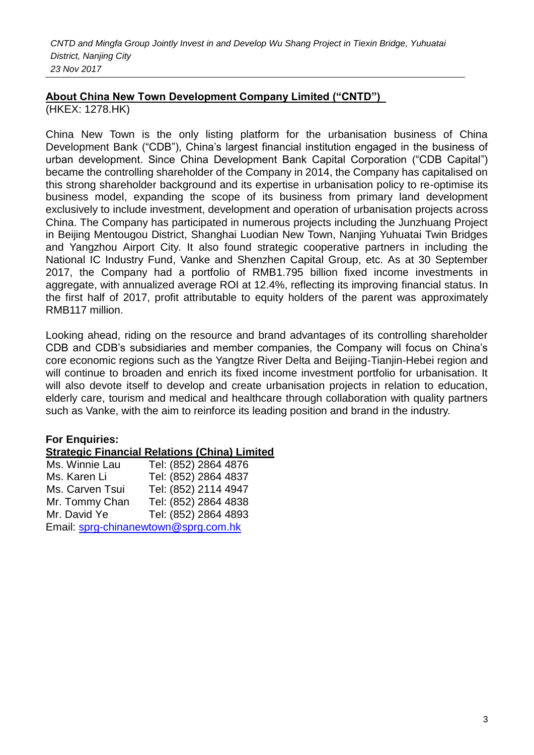## About China New Town Development Company Limited ("CNTD")

(HKEX: 1278.HK)

China New Town is the only listing platform for the urbanisation business of China Development Bank ("CDB"), China's largest financial institution engaged in the business of urban development. Since China Development Bank Capital Corporation ("CDB Capital") became the controlling shareholder of the Company in 2014, the Company has capitalised on this strong shareholder background and its expertise in urbanisation policy to re-optimise its business model, expanding the scope of its business from primary land development exclusively to include investment, development and operation of urbanisation projects across China. The Company has participated in numerous projects including the Junzhuang Project in Beijing Mentougou District, Shanghai Luodian New Town, Nanjing Yuhuatai Twin Bridges and Yangzhou Airport City. It also found strategic cooperative partners in including the National IC Industry Fund, Vanke and Shenzhen Capital Group, etc. As at 30 September 2017, the Company had a portfolio of RMB1.795 billion fixed income investments in aggregate, with annualized average ROI at 12.4%, reflecting its improving financial status. In the first half of 2017, profit attributable to equity holders of the parent was approximately RMB117 million.

Looking ahead, riding on the resource and brand advantages of its controlling shareholder CDB and CDB's subsidiaries and member companies, the Company will focus on China's core economic regions such as the Yangtze River Delta and Beijing-Tianjin-Hebei region and will continue to broaden and enrich its fixed income investment portfolio for urbanisation. It will also devote itself to develop and create urbanisation projects in relation to education, elderly care, tourism and medical and healthcare through collaboration with quality partners such as Vanke, with the aim to reinforce its leading position and brand in the industry.

**For Enquiries:**

**Strategic Financial Relations (China) Limited**

| | |
|---|---|
| Ms. Winnie Lau | Tel: (852) 2864 4876 |
| Ms. Karen Li | Tel: (852) 2864 4837 |
| Ms. Carven Tsui | Tel: (852) 2114 4947 |
| Mr. Tommy Chan | Tel: (852) 2864 4838 |
| Mr. David Ye | Tel: (852) 2864 4893 |

Email: sprg-chinanewtown@sprg.com.hk